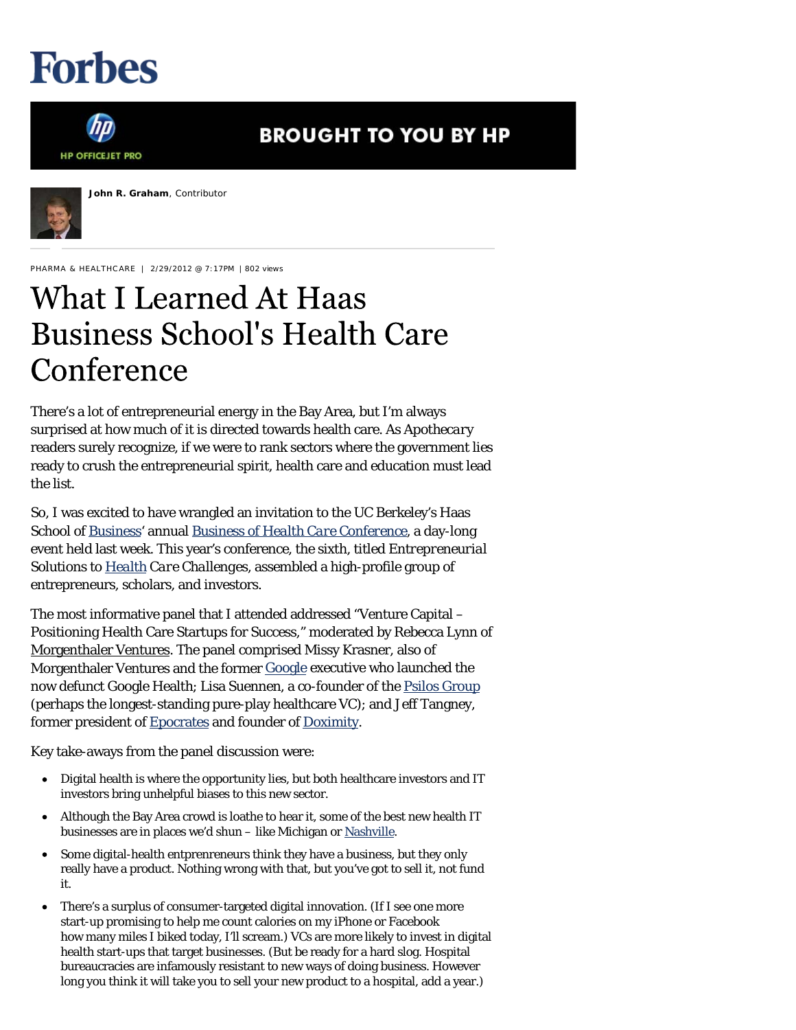Forbes

BROUGHT TO YOU BY HP

HP OFFICEJET PRO

**John R. Graham**, Contributor

PHARMA & HEALTHCARE | 2/29/2012 @ 7:17PM | 802 views

# What I Learned At Haas Business School's Health Care Conference

There's a lot of entrepreneurial energy in the Bay Area, but I'm always surprised at how much of it is directed towards health care. As *Apothecary* readers surely recognize, if we were to rank sectors where the government lies ready to crush the entrepreneurial spirit, health care and education must lead the list.

So, I was excited to have wrangled an invitation to the UC Berkeley's Haas School of Business' annual Business of Health Care Conference, a day-long event held last week. This year's conference, the sixth, titled *Entrepreneurial Solutions to Health Care Challenges*, assembled a high-profile group of entrepreneurs, scholars, and investors.

The most informative panel that I attended addressed "Venture Capital – Positioning Health Care Startups for Success," moderated by Rebecca Lynn of Morgenthaler Ventures. The panel comprised Missy Krasner, also of Morgenthaler Ventures and the former Google executive who launched the now defunct Google Health; Lisa Suennen, a co-founder of the Psilos Group (perhaps the longest-standing pure-play healthcare VC); and Jeff Tangney, former president of Epocrates and founder of Doximity.

Key take-aways from the panel discussion were:

- Digital health is where the opportunity lies, but both healthcare investors and IT investors bring unhelpful biases to this new sector.
- Although the Bay Area crowd is loathe to hear it, some of the best new health IT businesses are in places we'd shun – like Michigan or Nashville.
- Some digital-health entprenreneurs think they have a business, but they only really have a product. Nothing wrong with that, but you've got to sell it, not fund it.
- There's a surplus of consumer-targeted digital innovation. (If I see one more start-up promising to help me count calories on my iPhone or Facebook how many miles I biked today, I'll scream.) VCs are more likely to invest in digital health start-ups that target businesses. (But be ready for a hard slog. Hospital bureaucracies are infamously resistant to new ways of doing business. However long you think it will take you to sell your new product to a hospital, add a year.)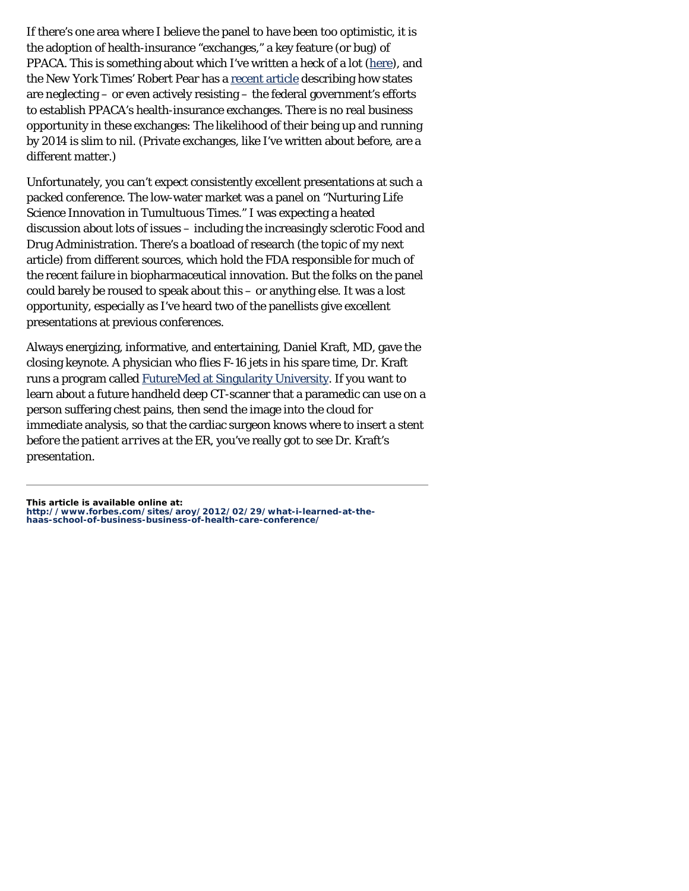If there's one area where I believe the panel to have been too optimistic, it is the adoption of health-insurance "exchanges," a key feature (or bug) of PPACA. This is something about which I've written a heck of a lot (here), and the New York Times' Robert Pear has a recent article describing how states are neglecting – or even actively resisting – the federal government's efforts to establish PPACA's health-insurance exchanges. There is no real business opportunity in these exchanges: The likelihood of their being up and running by 2014 is slim to nil. (Private exchanges, like I've written about before, are a different matter.)

Unfortunately, you can't expect consistently excellent presentations at such a packed conference. The low-water market was a panel on "Nurturing Life Science Innovation in Tumultuous Times." I was expecting a heated discussion about lots of issues – including the increasingly sclerotic Food and Drug Administration. There's a boatload of research (the topic of my next article) from different sources, which hold the FDA responsible for much of the recent failure in biopharmaceutical innovation. But the folks on the panel could barely be roused to speak about this – or anything else. It was a lost opportunity, especially as I've heard two of the panellists give excellent presentations at previous conferences.

Always energizing, informative, and entertaining, Daniel Kraft, MD, gave the closing keynote. A physician who flies F-16 jets in his spare time, Dr. Kraft runs a program called FutureMed at Singularity University. If you want to learn about a future handheld deep CT-scanner that a paramedic can use on a person suffering chest pains, then send the image into the cloud for immediate analysis, so that the cardiac surgeon knows where to insert a stent *before the patient arrives at the ER*, you've really got to see Dr. Kraft's presentation.

---

**This article is available online at:**
**http://www.forbes.com/sites/aroy/2012/02/29/what-i-learned-at-the-haas-school-of-business-business-of-health-care-conference/**